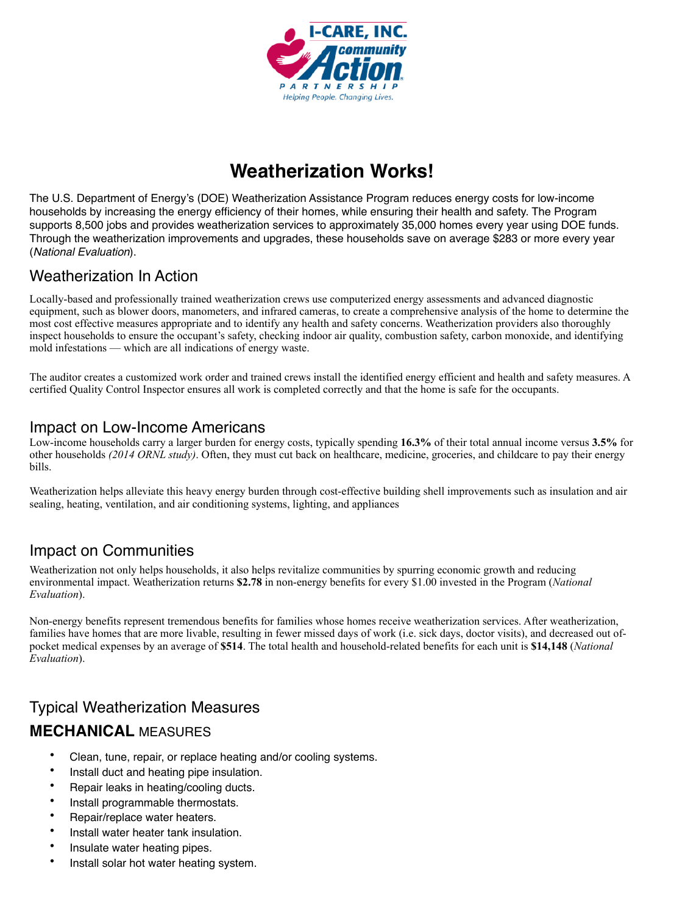# Weatherization Works!

The U.S. Department of Energy's (DOE) Weatherization Assistance Program reduces energy costs for low-income households by increasing the energy efficiency of their homes, while ensuring their health and safety. The Program supports 8,500 jobs and provides weatherization services to approximately 35,000 homes every year using DOE funds. Through the weatherization improvements and upgrades, these households save on average $283 or more every year (*National Evaluation*).

## Weatherization In Action

Locally-based and professionally trained weatherization crews use computerized energy assessments and advanced diagnostic equipment, such as blower doors, manometers, and infrared cameras, to create a comprehensive analysis of the home to determine the most cost effective measures appropriate and to identify any health and safety concerns. Weatherization providers also thoroughly inspect households to ensure the occupant's safety, checking indoor air quality, combustion safety, carbon monoxide, and identifying mold infestations — which are all indications of energy waste.

The auditor creates a customized work order and trained crews install the identified energy efficient and health and safety measures. A certified Quality Control Inspector ensures all work is completed correctly and that the home is safe for the occupants.

## Impact on Low-Income Americans

Low-income households carry a larger burden for energy costs, typically spending **16.3%** of their total annual income versus **3.5%** for other households *(2014 ORNL study)*. Often, they must cut back on healthcare, medicine, groceries, and childcare to pay their energy bills.

Weatherization helps alleviate this heavy energy burden through cost-effective building shell improvements such as insulation and air sealing, heating, ventilation, and air conditioning systems, lighting, and appliances

## Impact on Communities

Weatherization not only helps households, it also helps revitalize communities by spurring economic growth and reducing environmental impact. Weatherization returns **$2.78** in non-energy benefits for every $1.00 invested in the Program (*National Evaluation*).

Non-energy benefits represent tremendous benefits for families whose homes receive weatherization services. After weatherization, families have homes that are more livable, resulting in fewer missed days of work (i.e. sick days, doctor visits), and decreased out of-pocket medical expenses by an average of **$514**. The total health and household-related benefits for each unit is **$14,148** (*National Evaluation*).

## Typical Weatherization Measures

### **MECHANICAL** MEASURES

- Clean, tune, repair, or replace heating and/or cooling systems.
- Install duct and heating pipe insulation.
- Repair leaks in heating/cooling ducts.
- Install programmable thermostats.
- Repair/replace water heaters.
- Install water heater tank insulation.
- Insulate water heating pipes.
- Install solar hot water heating system.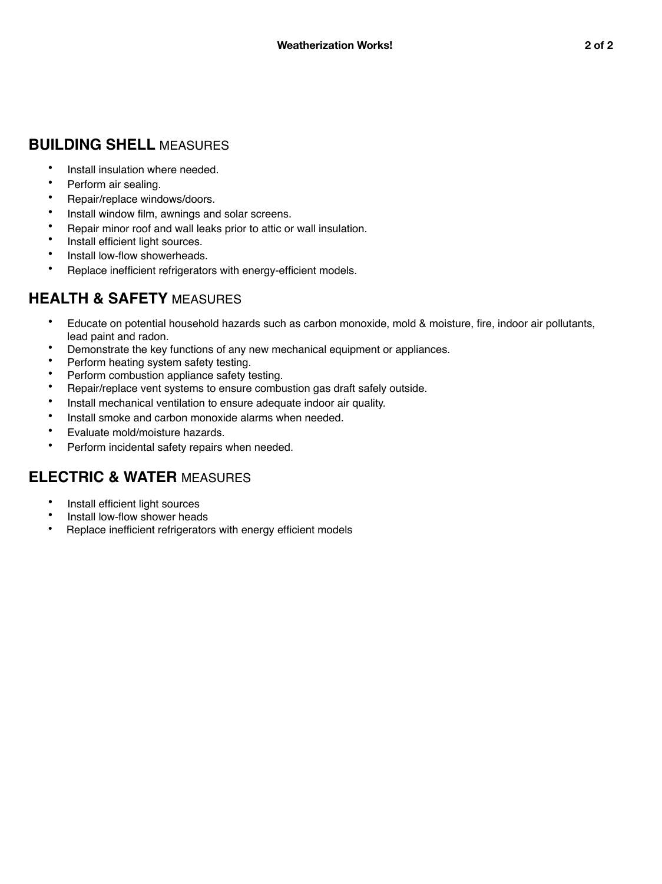## **BUILDING SHELL** MEASURES

- Install insulation where needed.
- Perform air sealing.
- Repair/replace windows/doors.
- Install window film, awnings and solar screens.
- Repair minor roof and wall leaks prior to attic or wall insulation.
- Install efficient light sources.
- Install low-flow showerheads.
- Replace inefficient refrigerators with energy-efficient models.

## **HEALTH & SAFETY** MEASURES

- Educate on potential household hazards such as carbon monoxide, mold & moisture, fire, indoor air pollutants, lead paint and radon.
- Demonstrate the key functions of any new mechanical equipment or appliances.
- Perform heating system safety testing.
- Perform combustion appliance safety testing.
- Repair/replace vent systems to ensure combustion gas draft safely outside.
- Install mechanical ventilation to ensure adequate indoor air quality.
- Install smoke and carbon monoxide alarms when needed.
- Evaluate mold/moisture hazards.
- Perform incidental safety repairs when needed.

## **ELECTRIC & WATER** MEASURES

- Install efficient light sources
- Install low-flow shower heads
- Replace inefficient refrigerators with energy efficient models